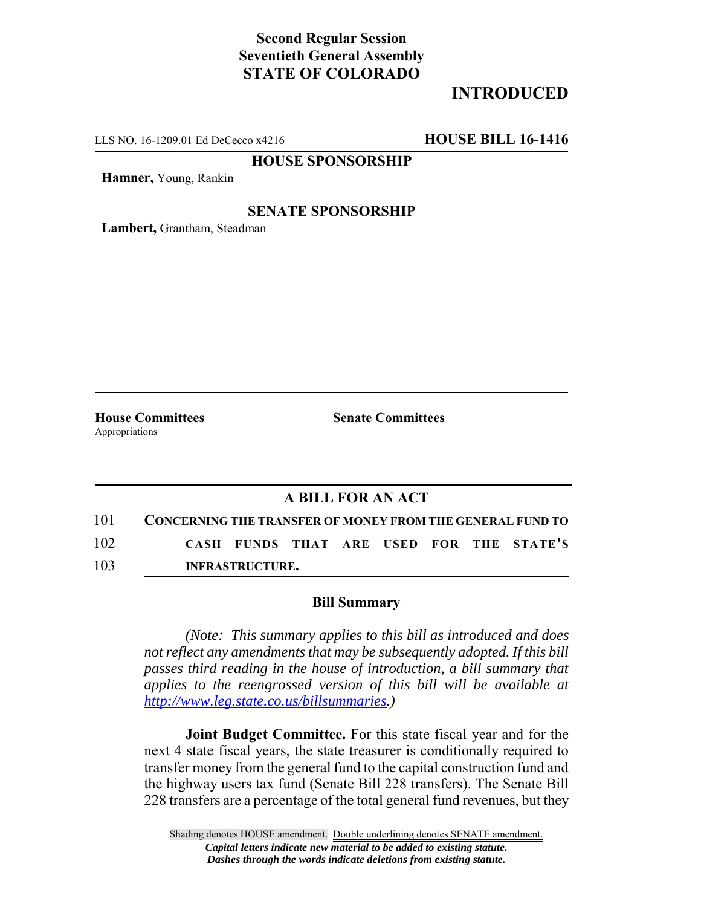**Second Regular Session**
**Seventieth General Assembly**
**STATE OF COLORADO**

# INTRODUCED

LLS NO. 16-1209.01 Ed DeCecco x4216 **HOUSE BILL 16-1416**

**HOUSE SPONSORSHIP**

**Hamner,** Young, Rankin

**SENATE SPONSORSHIP**

**Lambert,** Grantham, Steadman

**House Committees**
Appropriations

**Senate Committees**

## A BILL FOR AN ACT

101 **CONCERNING THE TRANSFER OF MONEY FROM THE GENERAL FUND TO**
102 **CASH FUNDS THAT ARE USED FOR THE STATE'S**
103 **INFRASTRUCTURE.**

### Bill Summary

*(Note: This summary applies to this bill as introduced and does not reflect any amendments that may be subsequently adopted. If this bill passes third reading in the house of introduction, a bill summary that applies to the reengrossed version of this bill will be available at http://www.leg.state.co.us/billsummaries.)*

**Joint Budget Committee.** For this state fiscal year and for the next 4 state fiscal years, the state treasurer is conditionally required to transfer money from the general fund to the capital construction fund and the highway users tax fund (Senate Bill 228 transfers). The Senate Bill 228 transfers are a percentage of the total general fund revenues, but they

Shading denotes HOUSE amendment. Double underlining denotes SENATE amendment.
*Capital letters indicate new material to be added to existing statute.*
*Dashes through the words indicate deletions from existing statute.*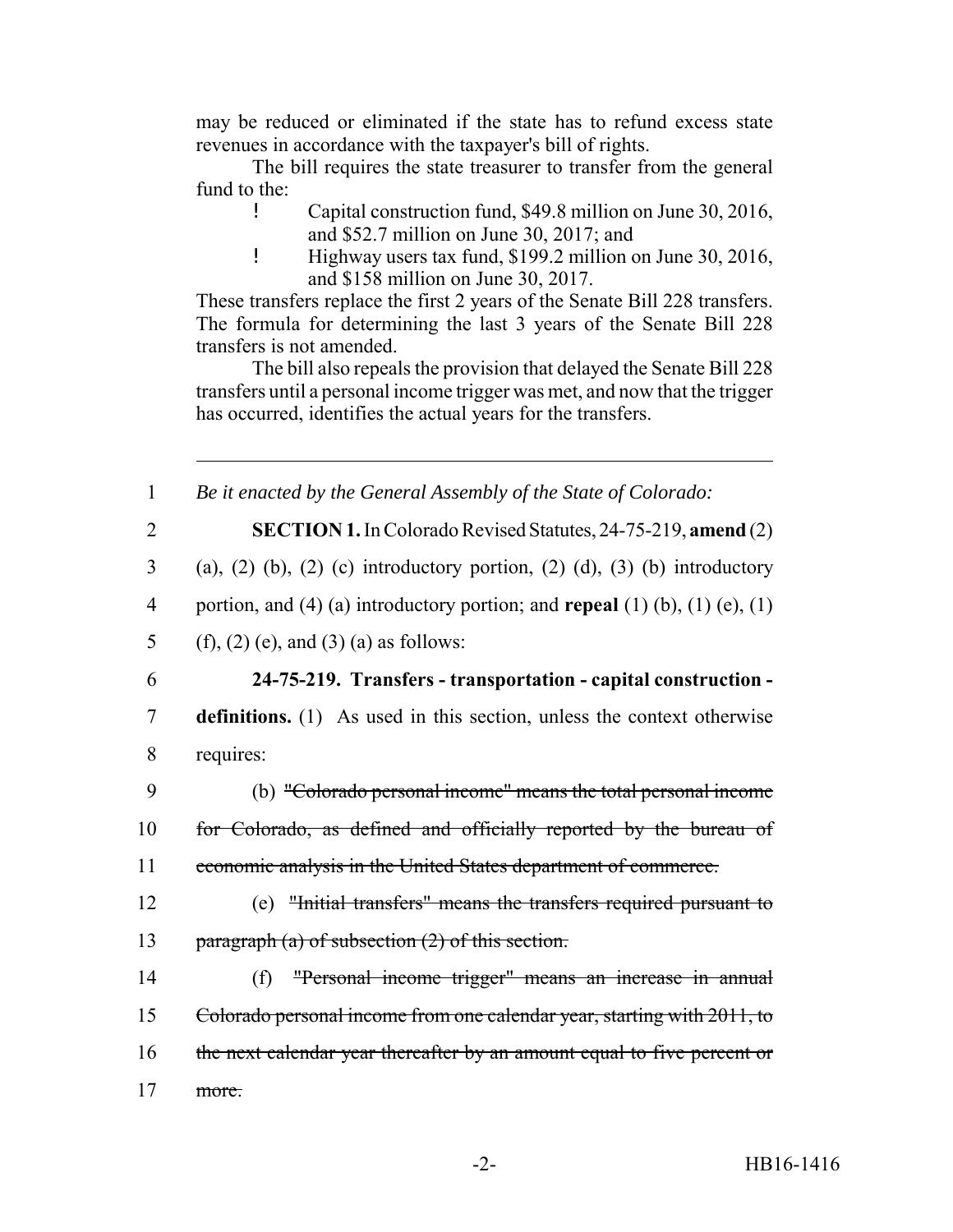may be reduced or eliminated if the state has to refund excess state revenues in accordance with the taxpayer's bill of rights.

The bill requires the state treasurer to transfer from the general fund to the:

- Capital construction fund, $49.8 million on June 30, 2016, and $52.7 million on June 30, 2017; and
- Highway users tax fund, $199.2 million on June 30, 2016, and $158 million on June 30, 2017.

These transfers replace the first 2 years of the Senate Bill 228 transfers. The formula for determining the last 3 years of the Senate Bill 228 transfers is not amended.

The bill also repeals the provision that delayed the Senate Bill 228 transfers until a personal income trigger was met, and now that the trigger has occurred, identifies the actual years for the transfers.

---

1 *Be it enacted by the General Assembly of the State of Colorado:*

2 **SECTION 1.** In Colorado Revised Statutes, 24-75-219, **amend** (2)
3 (a), (2) (b), (2) (c) introductory portion, (2) (d), (3) (b) introductory
4 portion, and (4) (a) introductory portion; and **repeal** (1) (b), (1) (e), (1)
5 (f), (2) (e), and (3) (a) as follows:

6 **24-75-219. Transfers - transportation - capital construction -**
7 **definitions.** (1) As used in this section, unless the context otherwise
8 requires:

9 (b) ~~"Colorado personal income" means the total personal income~~
10 ~~for Colorado, as defined and officially reported by the bureau of~~
11 ~~economic analysis in the United States department of commerce.~~

12 (e) ~~"Initial transfers" means the transfers required pursuant to~~
13 ~~paragraph (a) of subsection (2) of this section.~~

14 (f) ~~"Personal income trigger" means an increase in annual~~
15 ~~Colorado personal income from one calendar year, starting with 2011, to~~
16 ~~the next calendar year thereafter by an amount equal to five percent or~~
17 ~~more.~~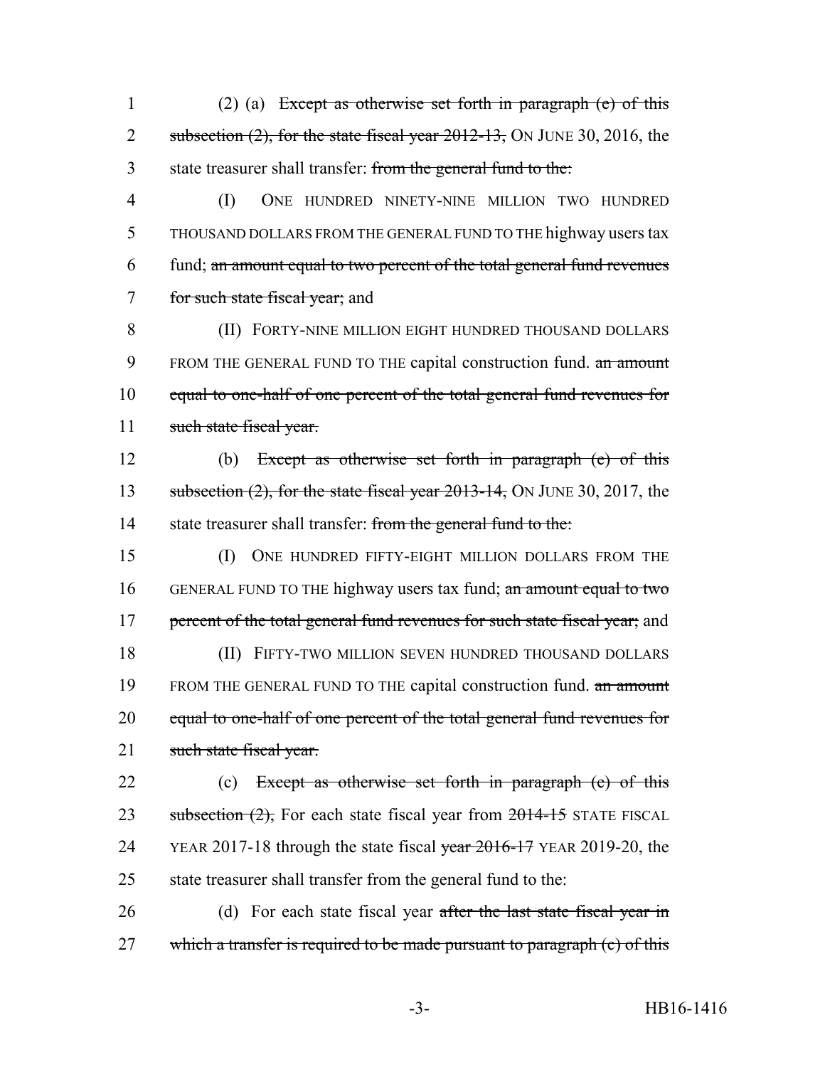(2) (a) ~~Except as otherwise set forth in paragraph (e) of this subsection (2), for the state fiscal year 2012-13,~~ ON JUNE 30, 2016, the state treasurer shall transfer: ~~from the general fund to the:~~

(I) ONE HUNDRED NINETY-NINE MILLION TWO HUNDRED THOUSAND DOLLARS FROM THE GENERAL FUND TO THE highway users tax fund; ~~an amount equal to two percent of the total general fund revenues for such state fiscal year;~~ and

(II) FORTY-NINE MILLION EIGHT HUNDRED THOUSAND DOLLARS FROM THE GENERAL FUND TO THE capital construction fund. ~~an amount equal to one-half of one percent of the total general fund revenues for such state fiscal year.~~

(b) ~~Except as otherwise set forth in paragraph (e) of this subsection (2), for the state fiscal year 2013-14,~~ ON JUNE 30, 2017, the state treasurer shall transfer: ~~from the general fund to the:~~

(I) ONE HUNDRED FIFTY-EIGHT MILLION DOLLARS FROM THE GENERAL FUND TO THE highway users tax fund; ~~an amount equal to two percent of the total general fund revenues for such state fiscal year;~~ and

(II) FIFTY-TWO MILLION SEVEN HUNDRED THOUSAND DOLLARS FROM THE GENERAL FUND TO THE capital construction fund. ~~an amount equal to one-half of one percent of the total general fund revenues for such state fiscal year.~~

(c) ~~Except as otherwise set forth in paragraph (e) of this subsection (2),~~ For each state fiscal year from ~~2014-15~~ STATE FISCAL YEAR 2017-18 through the state fiscal ~~year 2016-17~~ YEAR 2019-20, the state treasurer shall transfer from the general fund to the:

(d) For each state fiscal year ~~after the last state fiscal year in which a transfer is required to be made pursuant to paragraph (c) of this~~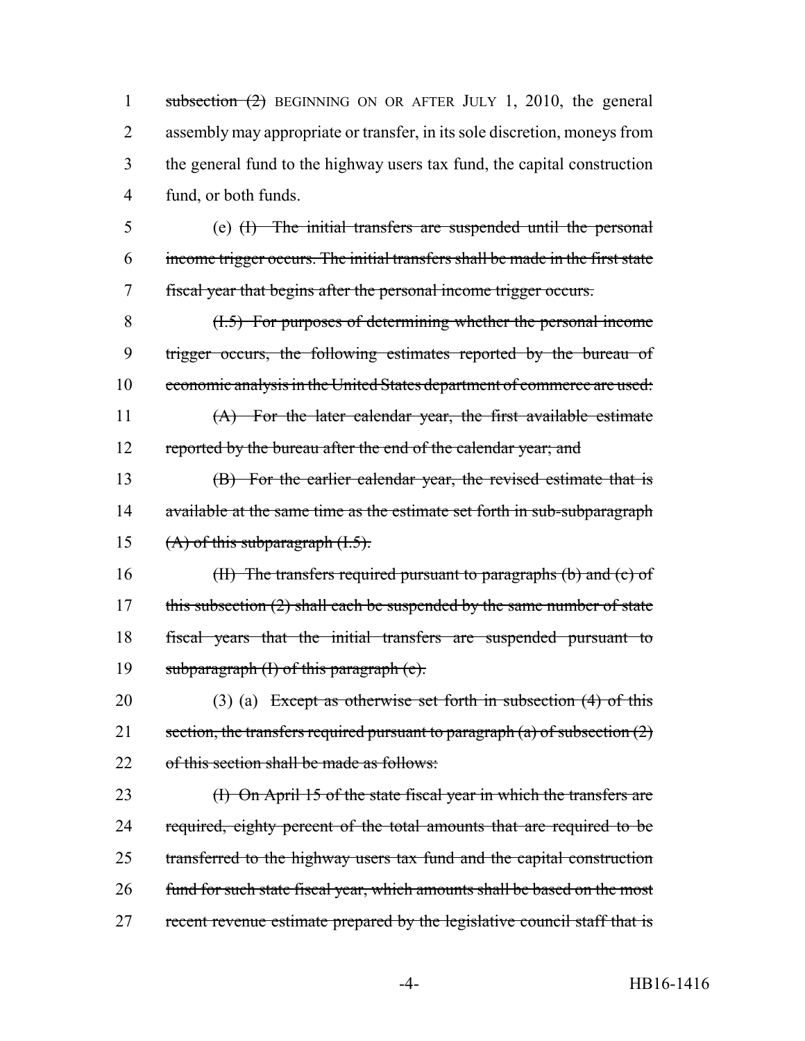1 ~~subsection (2)~~ BEGINNING ON OR AFTER JULY 1, 2010, the general
2 assembly may appropriate or transfer, in its sole discretion, moneys from
3 the general fund to the highway users tax fund, the capital construction
4 fund, or both funds.

5 (e) ~~(I) The initial transfers are suspended until the personal~~
6 ~~income trigger occurs. The initial transfers shall be made in the first state~~
7 ~~fiscal year that begins after the personal income trigger occurs.~~

8 ~~(I.5) For purposes of determining whether the personal income~~
9 ~~trigger occurs, the following estimates reported by the bureau of~~
10 ~~economic analysis in the United States department of commerce are used:~~

11 ~~(A) For the later calendar year, the first available estimate~~
12 ~~reported by the bureau after the end of the calendar year; and~~

13 ~~(B) For the earlier calendar year, the revised estimate that is~~
14 ~~available at the same time as the estimate set forth in sub-subparagraph~~
15 ~~(A) of this subparagraph (I.5).~~

16 ~~(II) The transfers required pursuant to paragraphs (b) and (c) of~~
17 ~~this subsection (2) shall each be suspended by the same number of state~~
18 ~~fiscal years that the initial transfers are suspended pursuant to~~
19 ~~subparagraph (I) of this paragraph (e).~~

20 (3) (a) ~~Except as otherwise set forth in subsection (4) of this~~
21 ~~section, the transfers required pursuant to paragraph (a) of subsection (2)~~
22 ~~of this section shall be made as follows:~~

23 ~~(I) On April 15 of the state fiscal year in which the transfers are~~
24 ~~required, eighty percent of the total amounts that are required to be~~
25 ~~transferred to the highway users tax fund and the capital construction~~
26 ~~fund for such state fiscal year, which amounts shall be based on the most~~
27 ~~recent revenue estimate prepared by the legislative council staff that is~~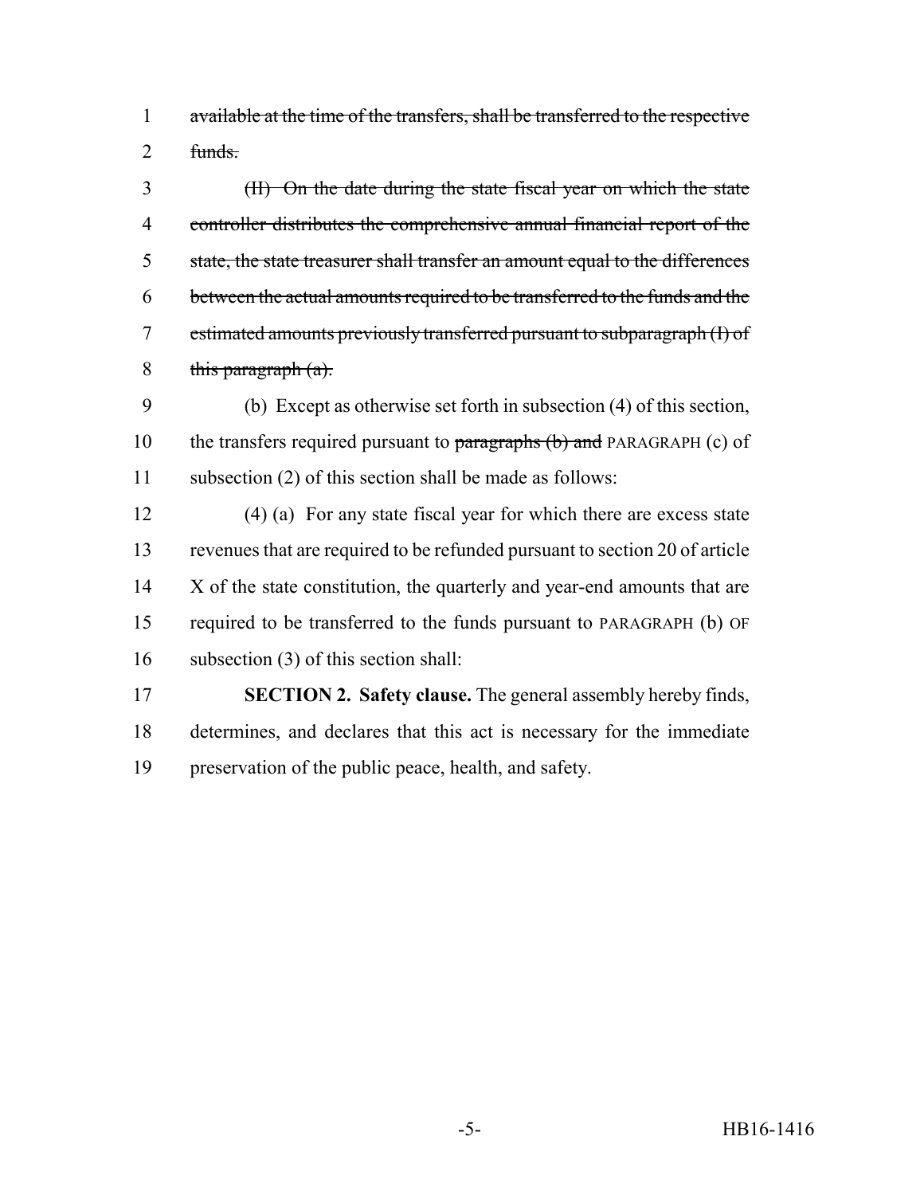~~available at the time of the transfers, shall be transferred to the respective funds.~~

~~(II) On the date during the state fiscal year on which the state controller distributes the comprehensive annual financial report of the state, the state treasurer shall transfer an amount equal to the differences between the actual amounts required to be transferred to the funds and the estimated amounts previously transferred pursuant to subparagraph (I) of this paragraph (a).~~

(b) Except as otherwise set forth in subsection (4) of this section, the transfers required pursuant to ~~paragraphs (b) and~~ PARAGRAPH (c) of subsection (2) of this section shall be made as follows:

(4) (a) For any state fiscal year for which there are excess state revenues that are required to be refunded pursuant to section 20 of article X of the state constitution, the quarterly and year-end amounts that are required to be transferred to the funds pursuant to PARAGRAPH (b) OF subsection (3) of this section shall:

**SECTION 2. Safety clause.** The general assembly hereby finds, determines, and declares that this act is necessary for the immediate preservation of the public peace, health, and safety.